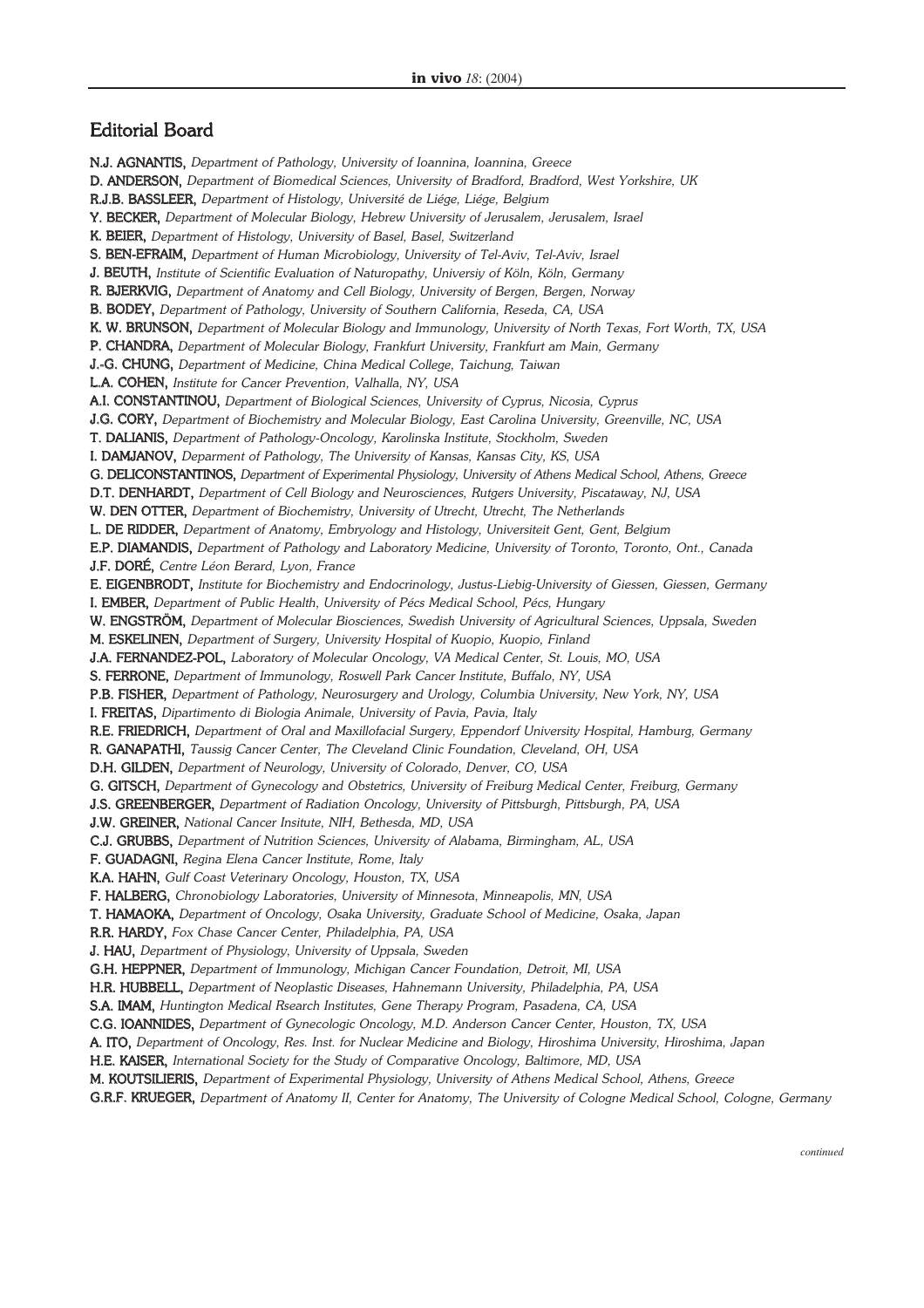## Editorial Board

**N.J. AGNANTIS,** *Department of Pathology, University of Ioannina, Ioannina, Greece*
**D. ANDERSON,** *Department of Biomedical Sciences, University of Bradford, Bradford, West Yorkshire, UK*
**R.J.B. BASSLEER,** *Department of Histology, Université de Liége, Liége, Belgium*
**Y. BECKER,** *Department of Molecular Biology, Hebrew University of Jerusalem, Jerusalem, Israel*
**K. BEIER,** *Department of Histology, University of Basel, Basel, Switzerland*
**S. BEN-EFRAIM,** *Department of Human Microbiology, University of Tel-Aviv, Tel-Aviv, Israel*
**J. BEUTH,** *Institute of Scientific Evaluation of Naturopathy, Universiy of Köln, Köln, Germany*
**R. BJERKVIG,** *Department of Anatomy and Cell Biology, University of Bergen, Bergen, Norway*
**B. BODEY,** *Department of Pathology, University of Southern California, Reseda, CA, USA*
**K. W. BRUNSON,** *Department of Molecular Biology and Immunology, University of North Texas, Fort Worth, TX, USA*
**P. CHANDRA,** *Department of Molecular Biology, Frankfurt University, Frankfurt am Main, Germany*
**J.-G. CHUNG,** *Department of Medicine, China Medical College, Taichung, Taiwan*
**L.A. COHEN,** *Institute for Cancer Prevention, Valhalla, NY, USA*
**A.I. CONSTANTINOU,** *Department of Biological Sciences, University of Cyprus, Nicosia, Cyprus*
**J.G. CORY,** *Department of Biochemistry and Molecular Biology, East Carolina University, Greenville, NC, USA*
**T. DALIANIS,** *Department of Pathology-Oncology, Karolinska Institute, Stockholm, Sweden*
**I. DAMJANOV,** *Deparment of Pathology, The University of Kansas, Kansas City, KS, USA*
**G. DELICONSTANTINOS,** *Department of Experimental Physiology, University of Athens Medical School, Athens, Greece*
**D.T. DENHARDT,** *Department of Cell Biology and Neurosciences, Rutgers University, Piscataway, NJ, USA*
**W. DEN OTTER,** *Department of Biochemistry, University of Utrecht, Utrecht, The Netherlands*
**L. DE RIDDER,** *Department of Anatomy, Embryology and Histology, Universiteit Gent, Gent, Belgium*
**E.P. DIAMANDIS,** *Department of Pathology and Laboratory Medicine, University of Toronto, Toronto, Ont., Canada*
**J.F. DORÉ,** *Centre Léon Berard, Lyon, France*
**E. EIGENBRODT,** *Institute for Biochemistry and Endocrinology, Justus-Liebig-University of Giessen, Giessen, Germany*
**I. EMBER,** *Department of Public Health, University of Pécs Medical School, Pécs, Hungary*
**W. ENGSTRÖM,** *Department of Molecular Biosciences, Swedish University of Agricultural Sciences, Uppsala, Sweden*
**M. ESKELINEN,** *Department of Surgery, University Hospital of Kuopio, Kuopio, Finland*
**J.A. FERNANDEZ-POL,** *Laboratory of Molecular Oncology, VA Medical Center, St. Louis, MO, USA*
**S. FERRONE,** *Department of Immunology, Roswell Park Cancer Institute, Buffalo, NY, USA*
**P.B. FISHER,** *Department of Pathology, Neurosurgery and Urology, Columbia University, New York, NY, USA*
**I. FREITAS,** *Dipartimento di Biologia Animale, University of Pavia, Pavia, Italy*
**R.E. FRIEDRICH,** *Department of Oral and Maxillofacial Surgery, Eppendorf University Hospital, Hamburg, Germany*
**R. GANAPATHI,** *Taussig Cancer Center, The Cleveland Clinic Foundation, Cleveland, OH, USA*
**D.H. GILDEN,** *Department of Neurology, University of Colorado, Denver, CO, USA*
**G. GITSCH,** *Department of Gynecology and Obstetrics, University of Freiburg Medical Center, Freiburg, Germany*
**J.S. GREENBERGER,** *Department of Radiation Oncology, University of Pittsburgh, Pittsburgh, PA, USA*
**J.W. GREINER,** *National Cancer Insitute, NIH, Bethesda, MD, USA*
**C.J. GRUBBS,** *Department of Nutrition Sciences, University of Alabama, Birmingham, AL, USA*
**F. GUADAGNI,** *Regina Elena Cancer Institute, Rome, Italy*
**K.A. HAHN,** *Gulf Coast Veterinary Oncology, Houston, TX, USA*
**F. HALBERG,** *Chronobiology Laboratories, University of Minnesota, Minneapolis, MN, USA*
**T. HAMAOKA,** *Department of Oncology, Osaka University, Graduate School of Medicine, Osaka, Japan*
**R.R. HARDY,** *Fox Chase Cancer Center, Philadelphia, PA, USA*
**J. HAU,** *Department of Physiology, University of Uppsala, Sweden*
**G.H. HEPPNER,** *Department of Immunology, Michigan Cancer Foundation, Detroit, MI, USA*
**H.R. HUBBELL,** *Department of Neoplastic Diseases, Hahnemann University, Philadelphia, PA, USA*
**S.A. IMAM,** *Huntington Medical Rsearch Institutes, Gene Therapy Program, Pasadena, CA, USA*
**C.G. IOANNIDES,** *Department of Gynecologic Oncology, M.D. Anderson Cancer Center, Houston, TX, USA*
**A. ITO,** *Department of Oncology, Res. Inst. for Nuclear Medicine and Biology, Hiroshima University, Hiroshima, Japan*
**H.E. KAISER,** *International Society for the Study of Comparative Oncology, Baltimore, MD, USA*
**M. KOUTSILIERIS,** *Department of Experimental Physiology, University of Athens Medical School, Athens, Greece*
**G.R.F. KRUEGER,** *Department of Anatomy II, Center for Anatomy, The University of Cologne Medical School, Cologne, Germany*

*continued*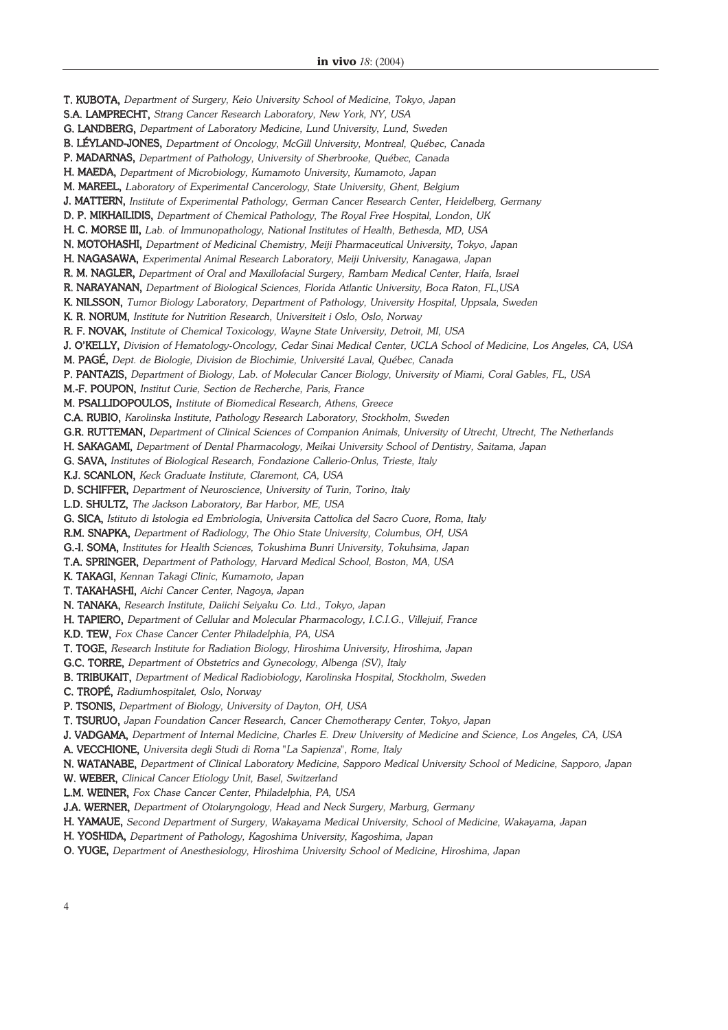**T. KUBOTA,** *Department of Surgery, Keio University School of Medicine, Tokyo, Japan*  
**S.A. LAMPRECHT,** *Strang Cancer Research Laboratory, New York, NY, USA*  
**G. LANDBERG,** *Department of Laboratory Medicine, Lund University, Lund, Sweden*  
**B. LÉYLAND-JONES,** *Department of Oncology, McGill University, Montreal, Québec, Canada*  
**P. MADARNAS,** *Department of Pathology, University of Sherbrooke, Québec, Canada*  
**H. MAEDA,** *Department of Microbiology, Kumamoto University, Kumamoto, Japan*  
**M. MAREEL,** *Laboratory of Experimental Cancerology, State University, Ghent, Belgium*  
**J. MATTERN,** *Institute of Experimental Pathology, German Cancer Research Center, Heidelberg, Germany*  
**D. P. MIKHAILIDIS,** *Department of Chemical Pathology, The Royal Free Hospital, London, UK*  
**H. C. MORSE III,** *Lab. of Immunopathology, National Institutes of Health, Bethesda, MD, USA*  
**N. MOTOHASHI,** *Department of Medicinal Chemistry, Meiji Pharmaceutical University, Tokyo, Japan*  
**H. NAGASAWA,** *Experimental Animal Research Laboratory, Meiji University, Kanagawa, Japan*  
**R. M. NAGLER,** *Department of Oral and Maxillofacial Surgery, Rambam Medical Center, Haifa, Israel*  
**R. NARAYANAN,** *Department of Biological Sciences, Florida Atlantic University, Boca Raton, FL,USA*  
**K. NILSSON,** *Tumor Biology Laboratory, Department of Pathology, University Hospital, Uppsala, Sweden*  
**K. R. NORUM,** *Institute for Nutrition Research, Universiteit i Oslo, Oslo, Norway*  
**R. F. NOVAK,** *Institute of Chemical Toxicology, Wayne State University, Detroit, MI, USA*  
**J. O'KELLY,** *Division of Hematology-Oncology, Cedar Sinai Medical Center, UCLA School of Medicine, Los Angeles, CA, USA*  
**M. PAGÉ,** *Dept. de Biologie, Division de Biochimie, Université Laval, Québec, Canada*  
**P. PANTAZIS,** *Department of Biology, Lab. of Molecular Cancer Biology, University of Miami, Coral Gables, FL, USA*  
**M.-F. POUPON,** *Institut Curie, Section de Recherche, Paris, France*  
**M. PSALLIDOPOULOS,** *Institute of Biomedical Research, Athens, Greece*  
**C.A. RUBIO,** *Karolinska Institute, Pathology Research Laboratory, Stockholm, Sweden*  
**G.R. RUTTEMAN,** *Department of Clinical Sciences of Companion Animals, University of Utrecht, Utrecht, The Netherlands*  
**H. SAKAGAMI,** *Department of Dental Pharmacology, Meikai University School of Dentistry, Saitama, Japan*  
**G. SAVA,** *Institutes of Biological Research, Fondazione Callerio-Onlus, Trieste, Italy*  
**K.J. SCANLON,** *Keck Graduate Institute, Claremont, CA, USA*  
**D. SCHIFFER,** *Department of Neuroscience, University of Turin, Torino, Italy*  
**L.D. SHULTZ,** *The Jackson Laboratory, Bar Harbor, ME, USA*  
**G. SICA,** *Istituto di Istologia ed Embriologia, Universita Cattolica del Sacro Cuore, Roma, Italy*  
**R.M. SNAPKA,** *Department of Radiology, The Ohio State University, Columbus, OH, USA*  
**G.-I. SOMA,** *Institutes for Health Sciences, Tokushima Bunri University, Tokuhsima, Japan*  
**T.A. SPRINGER,** *Department of Pathology, Harvard Medical School, Boston, MA, USA*  
**K. TAKAGI,** *Kennan Takagi Clinic, Kumamoto, Japan*  
**T. TAKAHASHI,** *Aichi Cancer Center, Nagoya, Japan*  
**N. TANAKA,** *Research Institute, Daiichi Seiyaku Co. Ltd., Tokyo, Japan*  
**H. TAPIERO,** *Department of Cellular and Molecular Pharmacology, I.C.I.G., Villejuif, France*  
**K.D. TEW,** *Fox Chase Cancer Center Philadelphia, PA, USA*  
**T. TOGE,** *Research Institute for Radiation Biology, Hiroshima University, Hiroshima, Japan*  
**G.C. TORRE,** *Department of Obstetrics and Gynecology, Albenga (SV), Italy*  
**B. TRIBUKAIT,** *Department of Medical Radiobiology, Karolinska Hospital, Stockholm, Sweden*  
**C. TROPÉ,** *Radiumhospitalet, Oslo, Norway*  
**P. TSONIS,** *Department of Biology, University of Dayton, OH, USA*  
**T. TSURUO,** *Japan Foundation Cancer Research, Cancer Chemotherapy Center, Tokyo, Japan*  
**J. VADGAMA,** *Department of Internal Medicine, Charles E. Drew University of Medicine and Science, Los Angeles, CA, USA*  
**A. VECCHIONE,** *Universita degli Studi di Roma "La Sapienza", Rome, Italy*  
**N. WATANABE,** *Department of Clinical Laboratory Medicine, Sapporo Medical University School of Medicine, Sapporo, Japan*  
**W. WEBER,** *Clinical Cancer Etiology Unit, Basel, Switzerland*  
**L.M. WEINER,** *Fox Chase Cancer Center, Philadelphia, PA, USA*  
**J.A. WERNER,** *Department of Otolaryngology, Head and Neck Surgery, Marburg, Germany*  
**H. YAMAUE,** *Second Department of Surgery, Wakayama Medical University, School of Medicine, Wakayama, Japan*  
**H. YOSHIDA,** *Department of Pathology, Kagoshima University, Kagoshima, Japan*  
**O. YUGE,** *Department of Anesthesiology, Hiroshima University School of Medicine, Hiroshima, Japan*